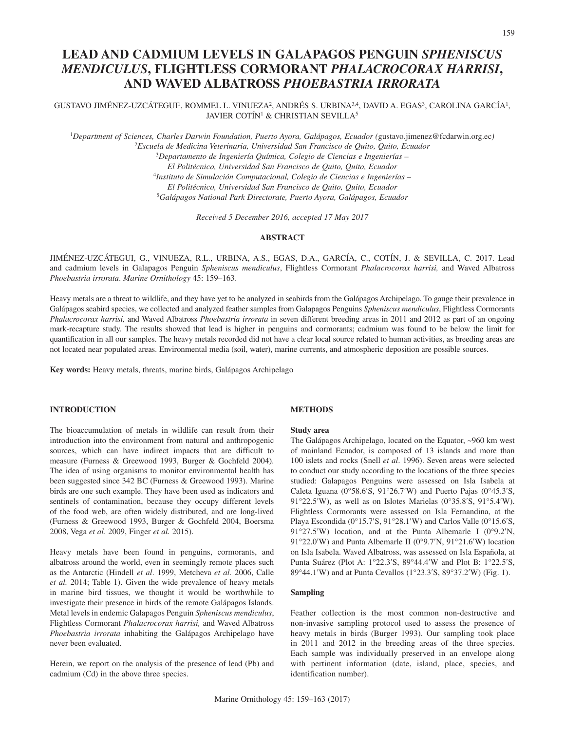# LEAD AND CADMIUM LEVELS IN GALAPAGOS PENGUIN *SPHENISCUS MENDICULUS*, FLIGHTLESS CORMORANT *PHALACROCORAX HARRISI*, AND WAVED ALBATROSS *PHOEBASTRIA IRRORATA*

GUSTAVO JIMÉNEZ-UZCÁTEGUI[1], ROMMEL L. VINUEZA[2], ANDRÉS S. URBINA[3,4], DAVID A. EGAS[3], CAROLINA GARCÍA[1], JAVIER COTÍN[1] & CHRISTIAN SEVILLA[5]

[1]*Department of Sciences, Charles Darwin Foundation, Puerto Ayora, Galápagos, Ecuador (*gustavo.jimenez@fcdarwin.org.ec*)*
[2]*Escuela de Medicina Veterinaria, Universidad San Francisco de Quito, Quito, Ecuador*
[3]*Departamento de Ingeniería Química, Colegio de Ciencias e Ingenierías – El Politécnico, Universidad San Francisco de Quito, Quito, Ecuador*
[4]*Instituto de Simulación Computacional, Colegio de Ciencias e Ingenierías – El Politécnico, Universidad San Francisco de Quito, Quito, Ecuador*
[5]*Galápagos National Park Directorate, Puerto Ayora, Galápagos, Ecuador*

*Received 5 December 2016, accepted 17 May 2017*

## ABSTRACT

JIMÉNEZ-UZCÁTEGUI, G., VINUEZA, R.L., URBINA, A.S., EGAS, D.A., GARCÍA, C., COTÍN, J. & SEVILLA, C. 2017. Lead and cadmium levels in Galapagos Penguin *Spheniscus mendiculus*, Flightless Cormorant *Phalacrocorax harrisi,* and Waved Albatross *Phoebastria irrorata*. *Marine Ornithology* 45: 159–163.

Heavy metals are a threat to wildlife, and they have yet to be analyzed in seabirds from the Galápagos Archipelago. To gauge their prevalence in Galápagos seabird species, we collected and analyzed feather samples from Galapagos Penguins *Spheniscus mendiculus*, Flightless Cormorants *Phalacrocorax harrisi,* and Waved Albatross *Phoebastria irrorata* in seven different breeding areas in 2011 and 2012 as part of an ongoing mark-recapture study. The results showed that lead is higher in penguins and cormorants; cadmium was found to be below the limit for quantification in all our samples. The heavy metals recorded did not have a clear local source related to human activities, as breeding areas are not located near populated areas. Environmental media (soil, water), marine currents, and atmospheric deposition are possible sources.

**Key words:** Heavy metals, threats, marine birds, Galápagos Archipelago

## INTRODUCTION

The bioaccumulation of metals in wildlife can result from their introduction into the environment from natural and anthropogenic sources, which can have indirect impacts that are difficult to measure (Furness & Greewood 1993, Burger & Gochfeld 2004). The idea of using organisms to monitor environmental health has been suggested since 342 BC (Furness & Greewood 1993). Marine birds are one such example. They have been used as indicators and sentinels of contamination, because they occupy different levels of the food web, are often widely distributed, and are long-lived (Furness & Greewood 1993, Burger & Gochfeld 2004, Boersma 2008, Vega *et al*. 2009, Finger *et al.* 2015).

Heavy metals have been found in penguins, cormorants, and albatross around the world, even in seemingly remote places such as the Antarctic (Hindell *et al*. 1999, Metcheva *et al.* 2006, Calle *et al.* 2014; Table 1). Given the wide prevalence of heavy metals in marine bird tissues, we thought it would be worthwhile to investigate their presence in birds of the remote Galápagos Islands. Metal levels in endemic Galapagos Penguin *Spheniscus mendiculus*, Flightless Cormorant *Phalacrocorax harrisi,* and Waved Albatross *Phoebastria irrorata* inhabiting the Galápagos Archipelago have never been evaluated.

Herein, we report on the analysis of the presence of lead (Pb) and cadmium (Cd) in the above three species.

## METHODS

### Study area

The Galápagos Archipelago, located on the Equator, ~960 km west of mainland Ecuador, is composed of 13 islands and more than 100 islets and rocks (Snell *et al*. 1996). Seven areas were selected to conduct our study according to the locations of the three species studied: Galapagos Penguins were assessed on Isla Isabela at Caleta Iguana (0°58.6′S, 91°26.7′W) and Puerto Pajas (0°45.3′S, 91°22.5′W), as well as on Islotes Marielas (0°35.8′S, 91°5.4′W). Flightless Cormorants were assessed on Isla Fernandina, at the Playa Escondida (0°15.7′S, 91°28.1′W) and Carlos Valle (0°15.6′S, 91°27.5′W) location, and at the Punta Albemarle I (0°9.2′N, 91°22.0′W) and Punta Albemarle II (0°9.7′N, 91°21.6′W) location on Isla Isabela. Waved Albatross, was assessed on Isla Española, at Punta Suárez (Plot A: 1°22.3′S, 89°44.4′W and Plot B: 1°22.5′S, 89°44.1′W) and at Punta Cevallos (1°23.3′S, 89°37.2′W) (Fig. 1).

### Sampling

Feather collection is the most common non-destructive and non-invasive sampling protocol used to assess the presence of heavy metals in birds (Burger 1993). Our sampling took place in 2011 and 2012 in the breeding areas of the three species. Each sample was individually preserved in an envelope along with pertinent information (date, island, place, species, and identification number).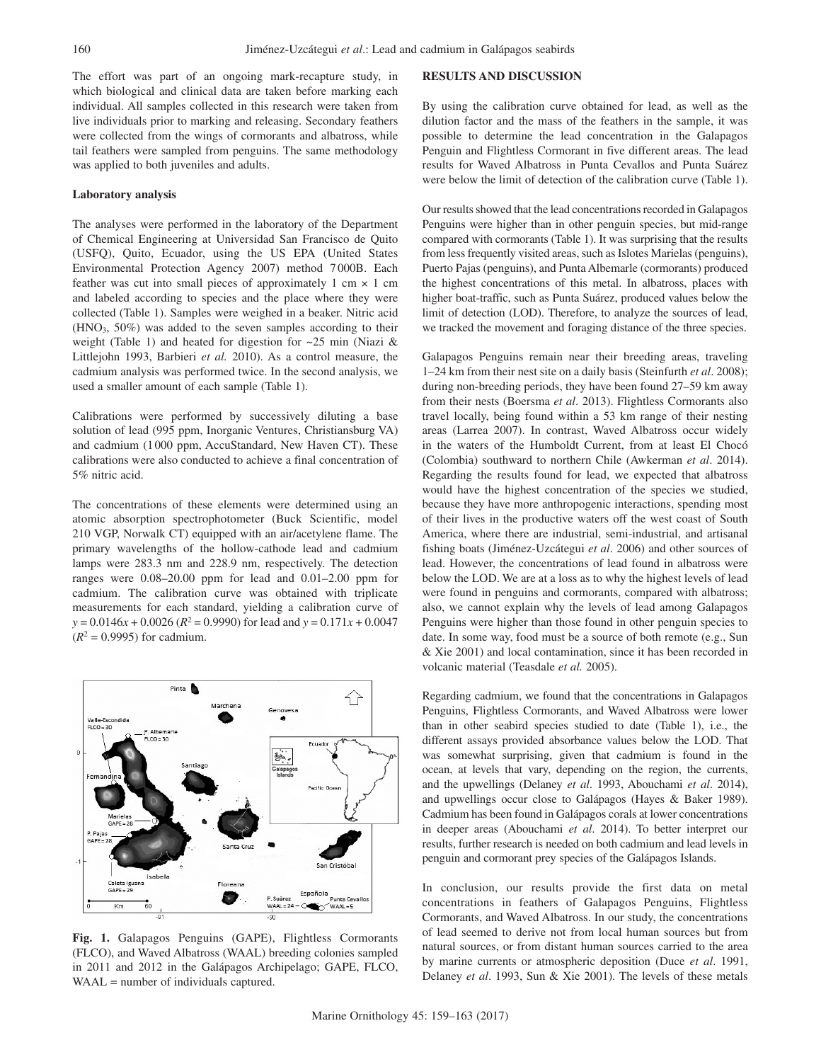The effort was part of an ongoing mark-recapture study, in which biological and clinical data are taken before marking each individual. All samples collected in this research were taken from live individuals prior to marking and releasing. Secondary feathers were collected from the wings of cormorants and albatross, while tail feathers were sampled from penguins. The same methodology was applied to both juveniles and adults.

**Laboratory analysis**

The analyses were performed in the laboratory of the Department of Chemical Engineering at Universidad San Francisco de Quito (USFQ), Quito, Ecuador, using the US EPA (United States Environmental Protection Agency 2007) method 7000B. Each feather was cut into small pieces of approximately 1 cm × 1 cm and labeled according to species and the place where they were collected (Table 1). Samples were weighed in a beaker. Nitric acid ($HNO_3$, 50%) was added to the seven samples according to their weight (Table 1) and heated for digestion for ~25 min (Niazi & Littlejohn 1993, Barbieri *et al.* 2010). As a control measure, the cadmium analysis was performed twice. In the second analysis, we used a smaller amount of each sample (Table 1).

Calibrations were performed by successively diluting a base solution of lead (995 ppm, Inorganic Ventures, Christiansburg VA) and cadmium (1000 ppm, AccuStandard, New Haven CT). These calibrations were also conducted to achieve a final concentration of 5% nitric acid.

The concentrations of these elements were determined using an atomic absorption spectrophotometer (Buck Scientific, model 210 VGP, Norwalk CT) equipped with an air/acetylene flame. The primary wavelengths of the hollow-cathode lead and cadmium lamps were 283.3 nm and 228.9 nm, respectively. The detection ranges were 0.08–20.00 ppm for lead and 0.01–2.00 ppm for cadmium. The calibration curve was obtained with triplicate measurements for each standard, yielding a calibration curve of $y = 0.0146x + 0.0026$ ($R^2 = 0.9990$) for lead and $y = 0.171x + 0.0047$ ($R^2 = 0.9995$) for cadmium.

**Fig. 1.** Galapagos Penguins (GAPE), Flightless Cormorants (FLCO), and Waved Albatross (WAAL) breeding colonies sampled in 2011 and 2012 in the Galápagos Archipelago; GAPE, FLCO, WAAL = number of individuals captured.

**RESULTS AND DISCUSSION**

By using the calibration curve obtained for lead, as well as the dilution factor and the mass of the feathers in the sample, it was possible to determine the lead concentration in the Galapagos Penguin and Flightless Cormorant in five different areas. The lead results for Waved Albatross in Punta Cevallos and Punta Suárez were below the limit of detection of the calibration curve (Table 1).

Our results showed that the lead concentrations recorded in Galapagos Penguins were higher than in other penguin species, but mid-range compared with cormorants (Table 1). It was surprising that the results from less frequently visited areas, such as Islotes Marielas (penguins), Puerto Pajas (penguins), and Punta Albemarle (cormorants) produced the highest concentrations of this metal. In albatross, places with higher boat-traffic, such as Punta Suárez, produced values below the limit of detection (LOD). Therefore, to analyze the sources of lead, we tracked the movement and foraging distance of the three species.

Galapagos Penguins remain near their breeding areas, traveling 1–24 km from their nest site on a daily basis (Steinfurth *et al*. 2008); during non-breeding periods, they have been found 27–59 km away from their nests (Boersma *et al*. 2013). Flightless Cormorants also travel locally, being found within a 53 km range of their nesting areas (Larrea 2007). In contrast, Waved Albatross occur widely in the waters of the Humboldt Current, from at least El Chocó (Colombia) southward to northern Chile (Awkerman *et al*. 2014). Regarding the results found for lead, we expected that albatross would have the highest concentration of the species we studied, because they have more anthropogenic interactions, spending most of their lives in the productive waters off the west coast of South America, where there are industrial, semi-industrial, and artisanal fishing boats (Jiménez-Uzcátegui *et al*. 2006) and other sources of lead. However, the concentrations of lead found in albatross were below the LOD. We are at a loss as to why the highest levels of lead were found in penguins and cormorants, compared with albatross; also, we cannot explain why the levels of lead among Galapagos Penguins were higher than those found in other penguin species to date. In some way, food must be a source of both remote (e.g., Sun & Xie 2001) and local contamination, since it has been recorded in volcanic material (Teasdale *et al.* 2005).

Regarding cadmium, we found that the concentrations in Galapagos Penguins, Flightless Cormorants, and Waved Albatross were lower than in other seabird species studied to date (Table 1), i.e., the different assays provided absorbance values below the LOD. That was somewhat surprising, given that cadmium is found in the ocean, at levels that vary, depending on the region, the currents, and the upwellings (Delaney *et al*. 1993, Abouchami *et al*. 2014), and upwellings occur close to Galápagos (Hayes & Baker 1989). Cadmium has been found in Galápagos corals at lower concentrations in deeper areas (Abouchami *et al*. 2014). To better interpret our results, further research is needed on both cadmium and lead levels in penguin and cormorant prey species of the Galápagos Islands.

In conclusion, our results provide the first data on metal concentrations in feathers of Galapagos Penguins, Flightless Cormorants, and Waved Albatross. In our study, the concentrations of lead seemed to derive not from local human sources but from natural sources, or from distant human sources carried to the area by marine currents or atmospheric deposition (Duce *et al*. 1991, Delaney *et al*. 1993, Sun & Xie 2001). The levels of these metals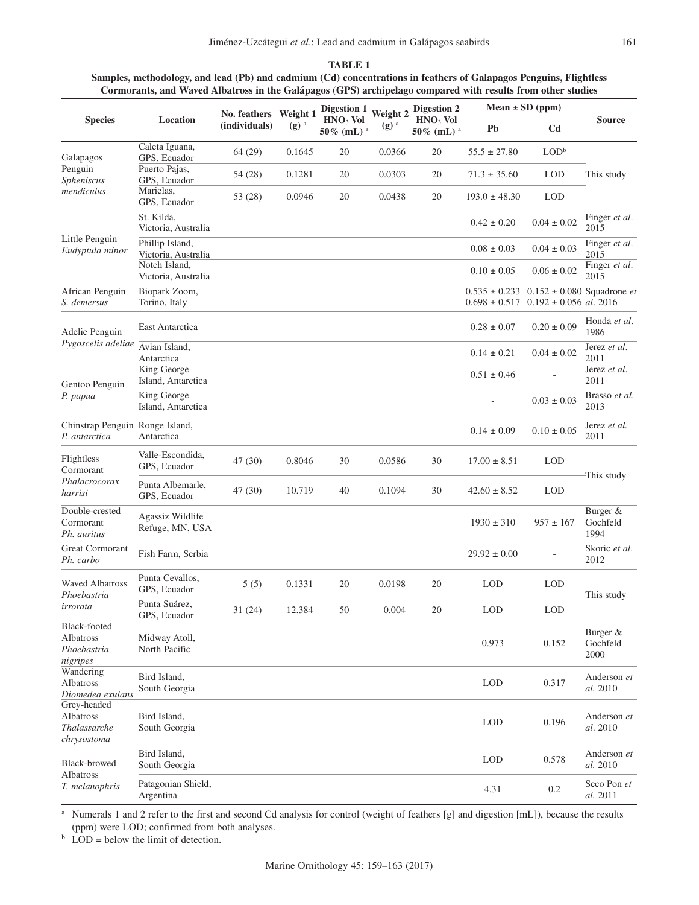**TABLE 1**

**Samples, methodology, and lead (Pb) and cadmium (Cd) concentrations in feathers of Galapagos Penguins, Flightless Cormorants, and Waved Albatross in the Galápagos (GPS) archipelago compared with results from other studies**

| Species | Location | No. feathers (individuals) | Weight 1 (g) [a] | Digestion 1 $HNO_3$ Vol 50% (mL) [a] | Weight 2 (g) [a] | Digestion 2 $HNO_3$ Vol 50% (mL) [a] | Mean ± SD (ppm) | | Source |
|---|---|---|---|---|---|---|---|---|---|
| | | | | | | | Pb | Cd | |
| Galapagos Penguin *Spheniscus mendiculus* | Caleta Iguana, GPS, Ecuador | 64 (29) | 0.1645 | 20 | 0.0366 | 20 | 55.5 ± 27.80 | LOD[b] | This study |
| | Puerto Pajas, GPS, Ecuador | 54 (28) | 0.1281 | 20 | 0.0303 | 20 | 71.3 ± 35.60 | LOD | This study |
| | Marielas, GPS, Ecuador | 53 (28) | 0.0946 | 20 | 0.0438 | 20 | 193.0 ± 48.30 | LOD | This study |
| Little Penguin *Eudyptula minor* | St. Kilda, Victoria, Australia | | | | | | 0.42 ± 0.20 | 0.04 ± 0.02 | Finger *et al.* 2015 |
| | Phillip Island, Victoria, Australia | | | | | | 0.08 ± 0.03 | 0.04 ± 0.03 | Finger *et al.* 2015 |
| | Notch Island, Victoria, Australia | | | | | | 0.10 ± 0.05 | 0.06 ± 0.02 | Finger *et al.* 2015 |
| African Penguin *S. demersus* | Biopark Zoom, Torino, Italy | | | | | | 0.535 ± 0.233<br>0.698 ± 0.517 | 0.152 ± 0.080<br>0.192 ± 0.056 | Squadrone *et al.* 2016 |
| Adelie Penguin *Pygoscelis adeliae* | East Antarctica | | | | | | 0.28 ± 0.07 | 0.20 ± 0.09 | Honda *et al.* 1986 |
| | Avian Island, Antarctica | | | | | | 0.14 ± 0.21 | 0.04 ± 0.02 | Jerez *et al.* 2011 |
| Gentoo Penguin *P. papua* | King George Island, Antarctica | | | | | | 0.51 ± 0.46 | - | Jerez *et al.* 2011 |
| | King George Island, Antarctica | | | | | | - | 0.03 ± 0.03 | Brasso *et al.* 2013 |
| Chinstrap Penguin *P. antarctica* | Ronge Island, Antarctica | | | | | | 0.14 ± 0.09 | 0.10 ± 0.05 | Jerez *et al.* 2011 |
| Flightless Cormorant *Phalacrocorax harrisi* | Valle-Escondida, GPS, Ecuador | 47 (30) | 0.8046 | 30 | 0.0586 | 30 | 17.00 ± 8.51 | LOD | This study |
| | Punta Albemarle, GPS, Ecuador | 47 (30) | 10.719 | 40 | 0.1094 | 30 | 42.60 ± 8.52 | LOD | This study |
| Double-crested Cormorant *Ph. auritus* | Agassiz Wildlife Refuge, MN, USA | | | | | | 1930 ± 310 | 957 ± 167 | Burger & Gochfeld 1994 |
| Great Cormorant *Ph. carbo* | Fish Farm, Serbia | | | | | | 29.92 ± 0.00 | - | Skoric *et al.* 2012 |
| Waved Albatross *Phoebastria irrorata* | Punta Cevallos, GPS, Ecuador | 5 (5) | 0.1331 | 20 | 0.0198 | 20 | LOD | LOD | This study |
| | Punta Suárez, GPS, Ecuador | 31 (24) | 12.384 | 50 | 0.004 | 20 | LOD | LOD | This study |
| Black-footed Albatross *Phoebastria nigripes* | Midway Atoll, North Pacific | | | | | | 0.973 | 0.152 | Burger & Gochfeld 2000 |
| Wandering Albatross *Diomedea exulans* | Bird Island, South Georgia | | | | | | LOD | 0.317 | Anderson *et al.* 2010 |
| Grey-headed Albatross *Thalassarche chrysostoma* | Bird Island, South Georgia | | | | | | LOD | 0.196 | Anderson *et al.* 2010 |
| Black-browed Albatross *T. melanophris* | Bird Island, South Georgia | | | | | | LOD | 0.578 | Anderson *et al.* 2010 |
| | Patagonian Shield, Argentina | | | | | | 4.31 | 0.2 | Seco Pon *et al.* 2011 |

[a] Numerals 1 and 2 refer to the first and second Cd analysis for control (weight of feathers [g] and digestion [mL]), because the results (ppm) were LOD; confirmed from both analyses.

[b] LOD = below the limit of detection.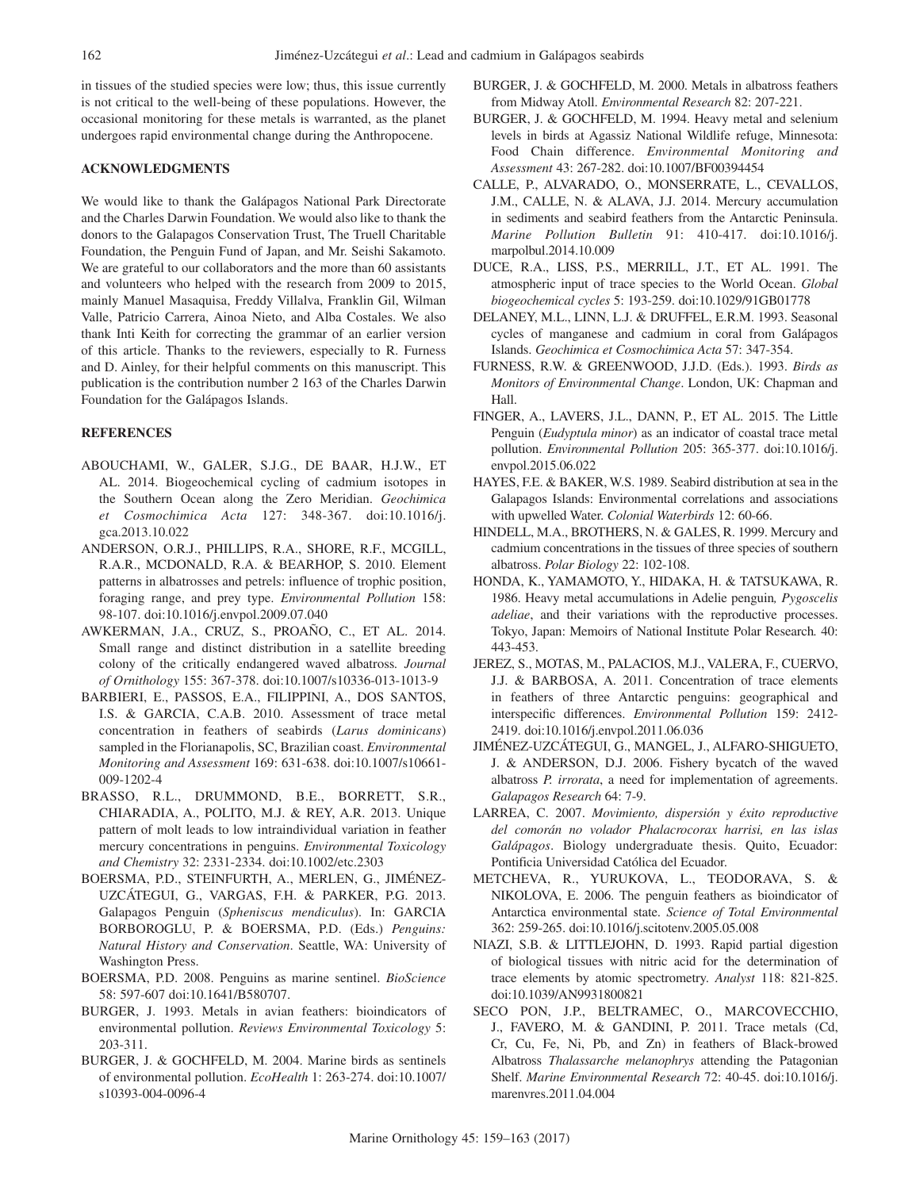in tissues of the studied species were low; thus, this issue currently is not critical to the well-being of these populations. However, the occasional monitoring for these metals is warranted, as the planet undergoes rapid environmental change during the Anthropocene.

## ACKNOWLEDGMENTS

We would like to thank the Galápagos National Park Directorate and the Charles Darwin Foundation. We would also like to thank the donors to the Galapagos Conservation Trust, The Truell Charitable Foundation, the Penguin Fund of Japan, and Mr. Seishi Sakamoto. We are grateful to our collaborators and the more than 60 assistants and volunteers who helped with the research from 2009 to 2015, mainly Manuel Masaquisa, Freddy Villalva, Franklin Gil, Wilman Valle, Patricio Carrera, Ainoa Nieto, and Alba Costales. We also thank Inti Keith for correcting the grammar of an earlier version of this article. Thanks to the reviewers, especially to R. Furness and D. Ainley, for their helpful comments on this manuscript. This publication is the contribution number 2 163 of the Charles Darwin Foundation for the Galápagos Islands.

## REFERENCES

ABOUCHAMI, W., GALER, S.J.G., DE BAAR, H.J.W., ET AL. 2014. Biogeochemical cycling of cadmium isotopes in the Southern Ocean along the Zero Meridian. *Geochimica et Cosmochimica Acta* 127: 348-367. doi:10.1016/j.gca.2013.10.022

ANDERSON, O.R.J., PHILLIPS, R.A., SHORE, R.F., MCGILL, R.A.R., MCDONALD, R.A. & BEARHOP, S. 2010. Element patterns in albatrosses and petrels: influence of trophic position, foraging range, and prey type. *Environmental Pollution* 158: 98-107. doi:10.1016/j.envpol.2009.07.040

AWKERMAN, J.A., CRUZ, S., PROAÑO, C., ET AL. 2014. Small range and distinct distribution in a satellite breeding colony of the critically endangered waved albatross. *Journal of Ornithology* 155: 367-378. doi:10.1007/s10336-013-1013-9

BARBIERI, E., PASSOS, E.A., FILIPPINI, A., DOS SANTOS, I.S. & GARCIA, C.A.B. 2010. Assessment of trace metal concentration in feathers of seabirds (*Larus dominicans*) sampled in the Florianapolis, SC, Brazilian coast. *Environmental Monitoring and Assessment* 169: 631-638. doi:10.1007/s10661-009-1202-4

BRASSO, R.L., DRUMMOND, B.E., BORRETT, S.R., CHIARADIA, A., POLITO, M.J. & REY, A.R. 2013. Unique pattern of molt leads to low intraindividual variation in feather mercury concentrations in penguins. *Environmental Toxicology and Chemistry* 32: 2331-2334. doi:10.1002/etc.2303

BOERSMA, P.D., STEINFURTH, A., MERLEN, G., JIMÉNEZ-UZCÁTEGUI, G., VARGAS, F.H. & PARKER, P.G. 2013. Galapagos Penguin (*Spheniscus mendiculus*). In: GARCIA BORBOROGLU, P. & BOERSMA, P.D. (Eds.) *Penguins: Natural History and Conservation*. Seattle, WA: University of Washington Press.

BOERSMA, P.D. 2008. Penguins as marine sentinel. *BioScience* 58: 597-607 doi:10.1641/B580707.

BURGER, J. 1993. Metals in avian feathers: bioindicators of environmental pollution. *Reviews Environmental Toxicology* 5: 203-311.

BURGER, J. & GOCHFELD, M. 2004. Marine birds as sentinels of environmental pollution. *EcoHealth* 1: 263-274. doi:10.1007/s10393-004-0096-4

BURGER, J. & GOCHFELD, M. 2000. Metals in albatross feathers from Midway Atoll. *Environmental Research* 82: 207-221.

BURGER, J. & GOCHFELD, M. 1994. Heavy metal and selenium levels in birds at Agassiz National Wildlife refuge, Minnesota: Food Chain difference. *Environmental Monitoring and Assessment* 43: 267-282. doi:10.1007/BF00394454

CALLE, P., ALVARADO, O., MONSERRATE, L., CEVALLOS, J.M., CALLE, N. & ALAVA, J.J. 2014. Mercury accumulation in sediments and seabird feathers from the Antarctic Peninsula. *Marine Pollution Bulletin* 91: 410-417. doi:10.1016/j.marpolbul.2014.10.009

DUCE, R.A., LISS, P.S., MERRILL, J.T., ET AL. 1991. The atmospheric input of trace species to the World Ocean. *Global biogeochemical cycles* 5: 193-259. doi:10.1029/91GB01778

DELANEY, M.L., LINN, L.J. & DRUFFEL, E.R.M. 1993. Seasonal cycles of manganese and cadmium in coral from Galápagos Islands. *Geochimica et Cosmochimica Acta* 57: 347-354.

FURNESS, R.W. & GREENWOOD, J.J.D. (Eds.). 1993. *Birds as Monitors of Environmental Change*. London, UK: Chapman and Hall.

FINGER, A., LAVERS, J.L., DANN, P., ET AL. 2015. The Little Penguin (*Eudyptula minor*) as an indicator of coastal trace metal pollution. *Environmental Pollution* 205: 365-377. doi:10.1016/j.envpol.2015.06.022

HAYES, F.E. & BAKER, W.S. 1989. Seabird distribution at sea in the Galapagos Islands: Environmental correlations and associations with upwelled Water. *Colonial Waterbirds* 12: 60-66.

HINDELL, M.A., BROTHERS, N. & GALES, R. 1999. Mercury and cadmium concentrations in the tissues of three species of southern albatross. *Polar Biology* 22: 102-108.

HONDA, K., YAMAMOTO, Y., HIDAKA, H. & TATSUKAWA, R. 1986. Heavy metal accumulations in Adelie penguin*, Pygoscelis adeliae*, and their variations with the reproductive processes. Tokyo, Japan: Memoirs of National Institute Polar Research*.* 40: 443-453.

JEREZ, S., MOTAS, M., PALACIOS, M.J., VALERA, F., CUERVO, J.J. & BARBOSA, A. 2011. Concentration of trace elements in feathers of three Antarctic penguins: geographical and interspecific differences. *Environmental Pollution* 159: 2412-2419. doi:10.1016/j.envpol.2011.06.036

JIMÉNEZ-UZCÁTEGUI, G., MANGEL, J., ALFARO-SHIGUETO, J. & ANDERSON, D.J. 2006. Fishery bycatch of the waved albatross *P. irrorata*, a need for implementation of agreements. *Galapagos Research* 64: 7-9.

LARREA, C. 2007. *Movimiento, dispersión y éxito reproductive del comorán no volador Phalacrocorax harrisi, en las islas Galápagos*. Biology undergraduate thesis. Quito, Ecuador: Pontificia Universidad Católica del Ecuador.

METCHEVA, R., YURUKOVA, L., TEODORAVA, S. & NIKOLOVA, E. 2006. The penguin feathers as bioindicator of Antarctica environmental state. *Science of Total Environmental* 362: 259-265. doi:10.1016/j.scitotenv.2005.05.008

NIAZI, S.B. & LITTLEJOHN, D. 1993. Rapid partial digestion of biological tissues with nitric acid for the determination of trace elements by atomic spectrometry. *Analyst* 118: 821-825. doi:10.1039/AN9931800821

SECO PON, J.P., BELTRAMEC, O., MARCOVECCHIO, J., FAVERO, M. & GANDINI, P. 2011. Trace metals (Cd, Cr, Cu, Fe, Ni, Pb, and Zn) in feathers of Black-browed Albatross *Thalassarche melanophrys* attending the Patagonian Shelf. *Marine Environmental Research* 72: 40-45. doi:10.1016/j.marenvres.2011.04.004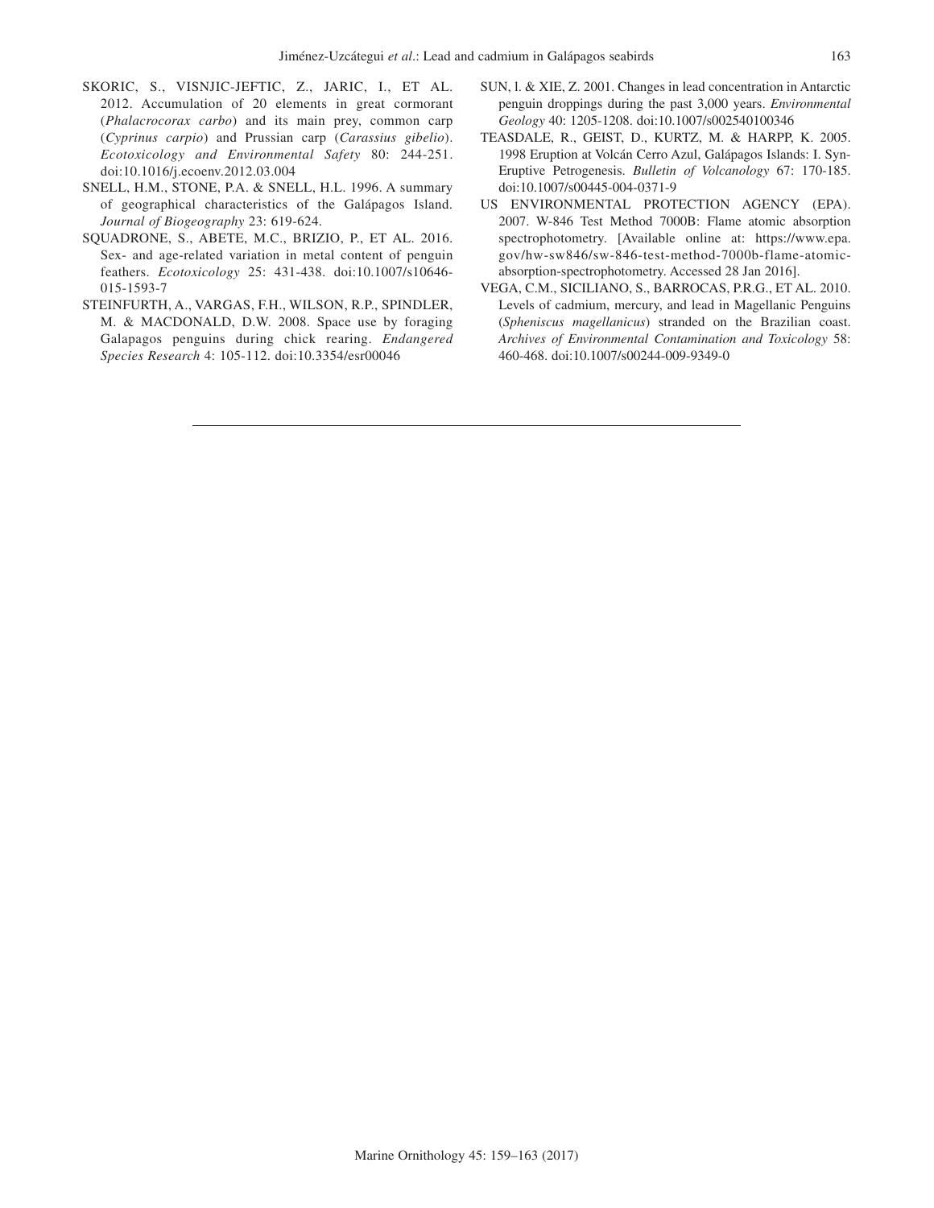SKORIC, S., VISNJIC-JEFTIC, Z., JARIC, I., ET AL. 2012. Accumulation of 20 elements in great cormorant (*Phalacrocorax carbo*) and its main prey, common carp (*Cyprinus carpio*) and Prussian carp (*Carassius gibelio*). *Ecotoxicology and Environmental Safety* 80: 244-251. doi:10.1016/j.ecoenv.2012.03.004

SNELL, H.M., STONE, P.A. & SNELL, H.L. 1996. A summary of geographical characteristics of the Galápagos Island. *Journal of Biogeography* 23: 619-624.

SQUADRONE, S., ABETE, M.C., BRIZIO, P., ET AL. 2016. Sex- and age-related variation in metal content of penguin feathers. *Ecotoxicology* 25: 431-438. doi:10.1007/s10646-015-1593-7

STEINFURTH, A., VARGAS, F.H., WILSON, R.P., SPINDLER, M. & MACDONALD, D.W. 2008. Space use by foraging Galapagos penguins during chick rearing. *Endangered Species Research* 4: 105-112. doi:10.3354/esr00046

SUN, l. & XIE, Z. 2001. Changes in lead concentration in Antarctic penguin droppings during the past 3,000 years. *Environmental Geology* 40: 1205-1208. doi:10.1007/s002540100346

TEASDALE, R., GEIST, D., KURTZ, M. & HARPP, K. 2005. 1998 Eruption at Volcán Cerro Azul, Galápagos Islands: I. Syn-Eruptive Petrogenesis. *Bulletin of Volcanology* 67: 170-185. doi:10.1007/s00445-004-0371-9

US ENVIRONMENTAL PROTECTION AGENCY (EPA). 2007. W-846 Test Method 7000B: Flame atomic absorption spectrophotometry. [Available online at: https://www.epa.gov/hw-sw846/sw-846-test-method-7000b-flame-atomic-absorption-spectrophotometry. Accessed 28 Jan 2016].

VEGA, C.M., SICILIANO, S., BARROCAS, P.R.G., ET AL. 2010. Levels of cadmium, mercury, and lead in Magellanic Penguins (*Spheniscus magellanicus*) stranded on the Brazilian coast. *Archives of Environmental Contamination and Toxicology* 58: 460-468. doi:10.1007/s00244-009-9349-0